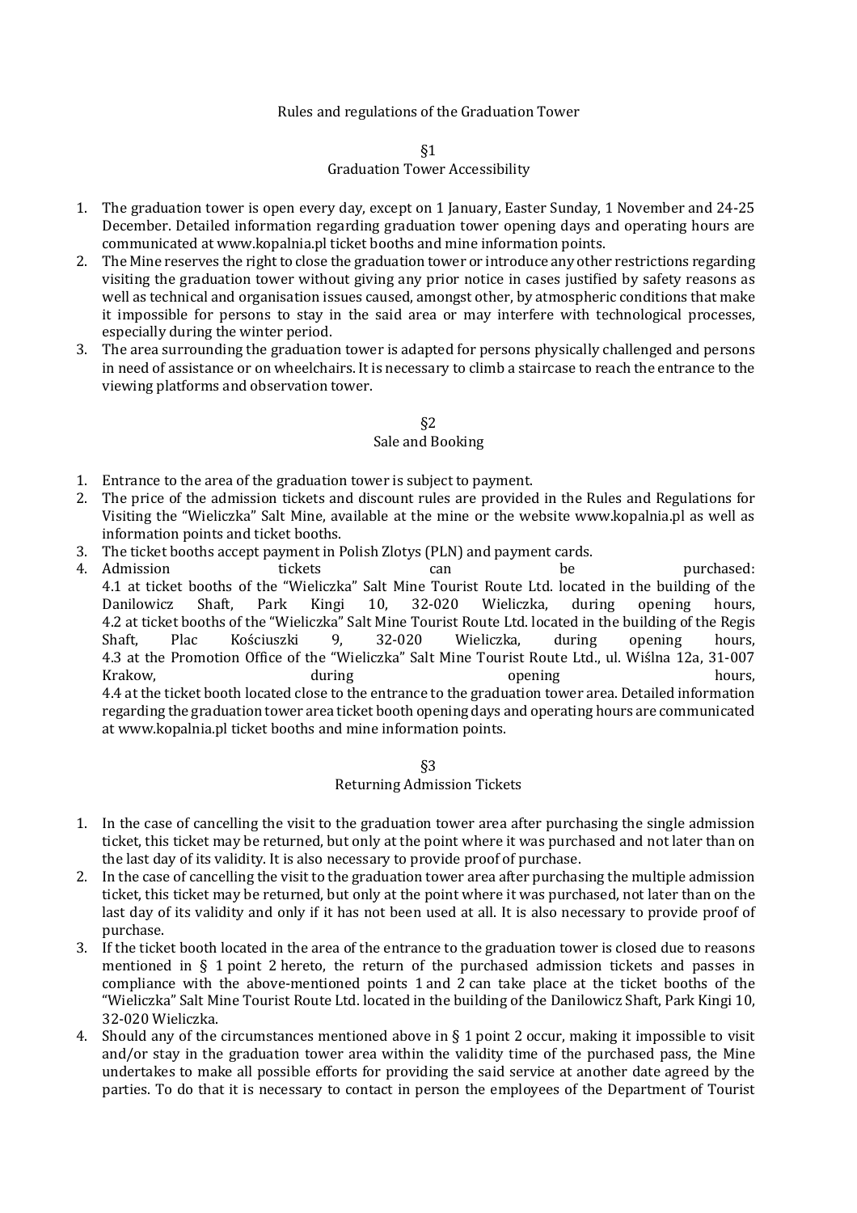# Rules and regulations of the Graduation Tower

## §1
## Graduation Tower Accessibility

1. The graduation tower is open every day, except on 1 January, Easter Sunday, 1 November and 24-25 December. Detailed information regarding graduation tower opening days and operating hours are communicated at www.kopalnia.pl ticket booths and mine information points.
2. The Mine reserves the right to close the graduation tower or introduce any other restrictions regarding visiting the graduation tower without giving any prior notice in cases justified by safety reasons as well as technical and organisation issues caused, amongst other, by atmospheric conditions that make it impossible for persons to stay in the said area or may interfere with technological processes, especially during the winter period.
3. The area surrounding the graduation tower is adapted for persons physically challenged and persons in need of assistance or on wheelchairs. It is necessary to climb a staircase to reach the entrance to the viewing platforms and observation tower.

## §2
## Sale and Booking

1. Entrance to the area of the graduation tower is subject to payment.
2. The price of the admission tickets and discount rules are provided in the Rules and Regulations for Visiting the "Wieliczka" Salt Mine, available at the mine or the website www.kopalnia.pl as well as information points and ticket booths.
3. The ticket booths accept payment in Polish Zlotys (PLN) and payment cards.
4. Admission tickets can be purchased:
   4.1 at ticket booths of the "Wieliczka" Salt Mine Tourist Route Ltd. located in the building of the Danilowicz Shaft, Park Kingi 10, 32-020 Wieliczka, during opening hours,
   4.2 at ticket booths of the "Wieliczka" Salt Mine Tourist Route Ltd. located in the building of the Regis Shaft, Plac Kościuszki 9, 32-020 Wieliczka, during opening hours,
   4.3 at the Promotion Office of the "Wieliczka" Salt Mine Tourist Route Ltd., ul. Wiślna 12a, 31-007 Krakow, during opening hours,
   4.4 at the ticket booth located close to the entrance to the graduation tower area. Detailed information regarding the graduation tower area ticket booth opening days and operating hours are communicated at www.kopalnia.pl ticket booths and mine information points.

## §3
## Returning Admission Tickets

1. In the case of cancelling the visit to the graduation tower area after purchasing the single admission ticket, this ticket may be returned, but only at the point where it was purchased and not later than on the last day of its validity. It is also necessary to provide proof of purchase.
2. In the case of cancelling the visit to the graduation tower area after purchasing the multiple admission ticket, this ticket may be returned, but only at the point where it was purchased, not later than on the last day of its validity and only if it has not been used at all. It is also necessary to provide proof of purchase.
3. If the ticket booth located in the area of the entrance to the graduation tower is closed due to reasons mentioned in § 1 point 2 hereto, the return of the purchased admission tickets and passes in compliance with the above-mentioned points 1 and 2 can take place at the ticket booths of the "Wieliczka" Salt Mine Tourist Route Ltd. located in the building of the Danilowicz Shaft, Park Kingi 10, 32-020 Wieliczka.
4. Should any of the circumstances mentioned above in § 1 point 2 occur, making it impossible to visit and/or stay in the graduation tower area within the validity time of the purchased pass, the Mine undertakes to make all possible efforts for providing the said service at another date agreed by the parties. To do that it is necessary to contact in person the employees of the Department of Tourist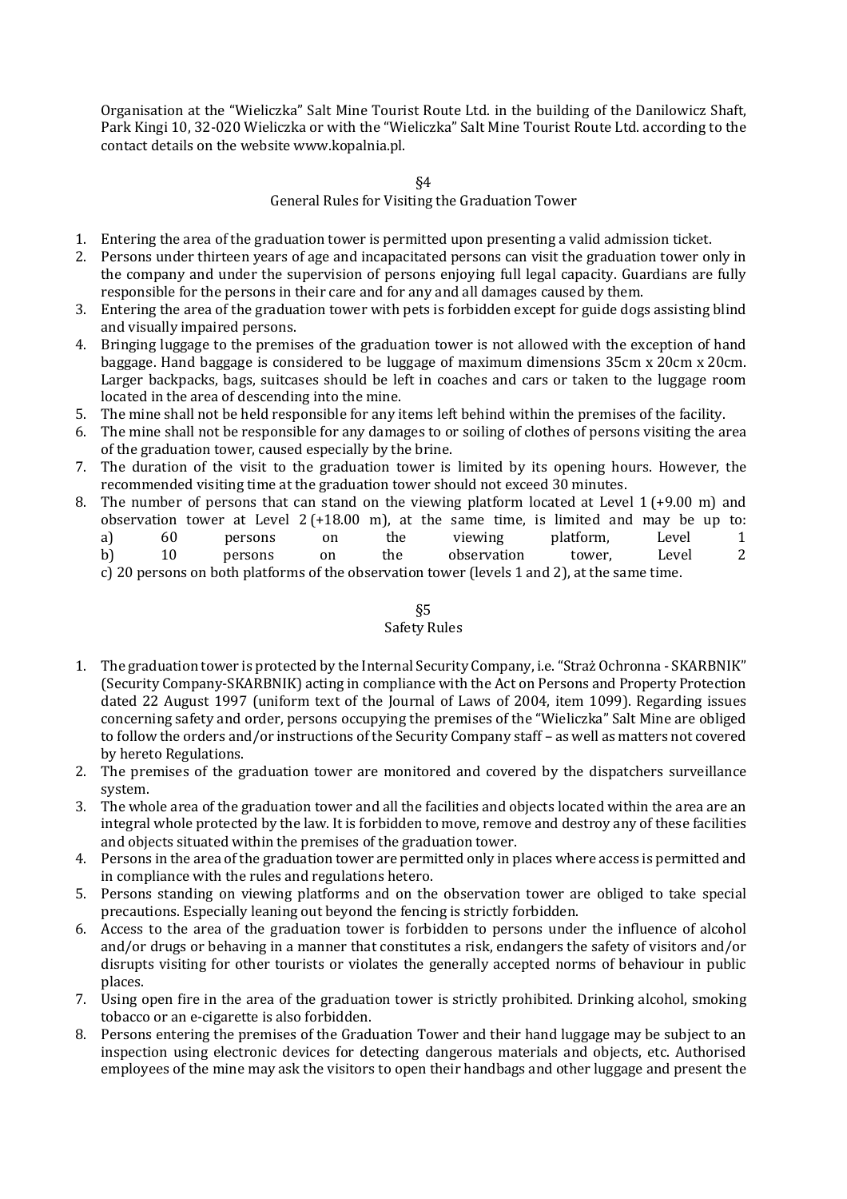Organisation at the "Wieliczka" Salt Mine Tourist Route Ltd. in the building of the Danilowicz Shaft, Park Kingi 10, 32-020 Wieliczka or with the "Wieliczka" Salt Mine Tourist Route Ltd. according to the contact details on the website www.kopalnia.pl.

## §4
## General Rules for Visiting the Graduation Tower

1. Entering the area of the graduation tower is permitted upon presenting a valid admission ticket.
2. Persons under thirteen years of age and incapacitated persons can visit the graduation tower only in the company and under the supervision of persons enjoying full legal capacity. Guardians are fully responsible for the persons in their care and for any and all damages caused by them.
3. Entering the area of the graduation tower with pets is forbidden except for guide dogs assisting blind and visually impaired persons.
4. Bringing luggage to the premises of the graduation tower is not allowed with the exception of hand baggage. Hand baggage is considered to be luggage of maximum dimensions 35cm x 20cm x 20cm. Larger backpacks, bags, suitcases should be left in coaches and cars or taken to the luggage room located in the area of descending into the mine.
5. The mine shall not be held responsible for any items left behind within the premises of the facility.
6. The mine shall not be responsible for any damages to or soiling of clothes of persons visiting the area of the graduation tower, caused especially by the brine.
7. The duration of the visit to the graduation tower is limited by its opening hours. However, the recommended visiting time at the graduation tower should not exceed 30 minutes.
8. The number of persons that can stand on the viewing platform located at Level 1 (+9.00 m) and observation tower at Level 2 (+18.00 m), at the same time, is limited and may be up to:
   a) 60 persons on the viewing platform, Level 1
   b) 10 persons on the observation tower, Level 2
   c) 20 persons on both platforms of the observation tower (levels 1 and 2), at the same time.

## §5
## Safety Rules

1. The graduation tower is protected by the Internal Security Company, i.e. "Straż Ochronna - SKARBNIK" (Security Company-SKARBNIK) acting in compliance with the Act on Persons and Property Protection dated 22 August 1997 (uniform text of the Journal of Laws of 2004, item 1099). Regarding issues concerning safety and order, persons occupying the premises of the "Wieliczka" Salt Mine are obliged to follow the orders and/or instructions of the Security Company staff – as well as matters not covered by hereto Regulations.
2. The premises of the graduation tower are monitored and covered by the dispatchers surveillance system.
3. The whole area of the graduation tower and all the facilities and objects located within the area are an integral whole protected by the law. It is forbidden to move, remove and destroy any of these facilities and objects situated within the premises of the graduation tower.
4. Persons in the area of the graduation tower are permitted only in places where access is permitted and in compliance with the rules and regulations hetero.
5. Persons standing on viewing platforms and on the observation tower are obliged to take special precautions. Especially leaning out beyond the fencing is strictly forbidden.
6. Access to the area of the graduation tower is forbidden to persons under the influence of alcohol and/or drugs or behaving in a manner that constitutes a risk, endangers the safety of visitors and/or disrupts visiting for other tourists or violates the generally accepted norms of behaviour in public places.
7. Using open fire in the area of the graduation tower is strictly prohibited. Drinking alcohol, smoking tobacco or an e-cigarette is also forbidden.
8. Persons entering the premises of the Graduation Tower and their hand luggage may be subject to an inspection using electronic devices for detecting dangerous materials and objects, etc. Authorised employees of the mine may ask the visitors to open their handbags and other luggage and present the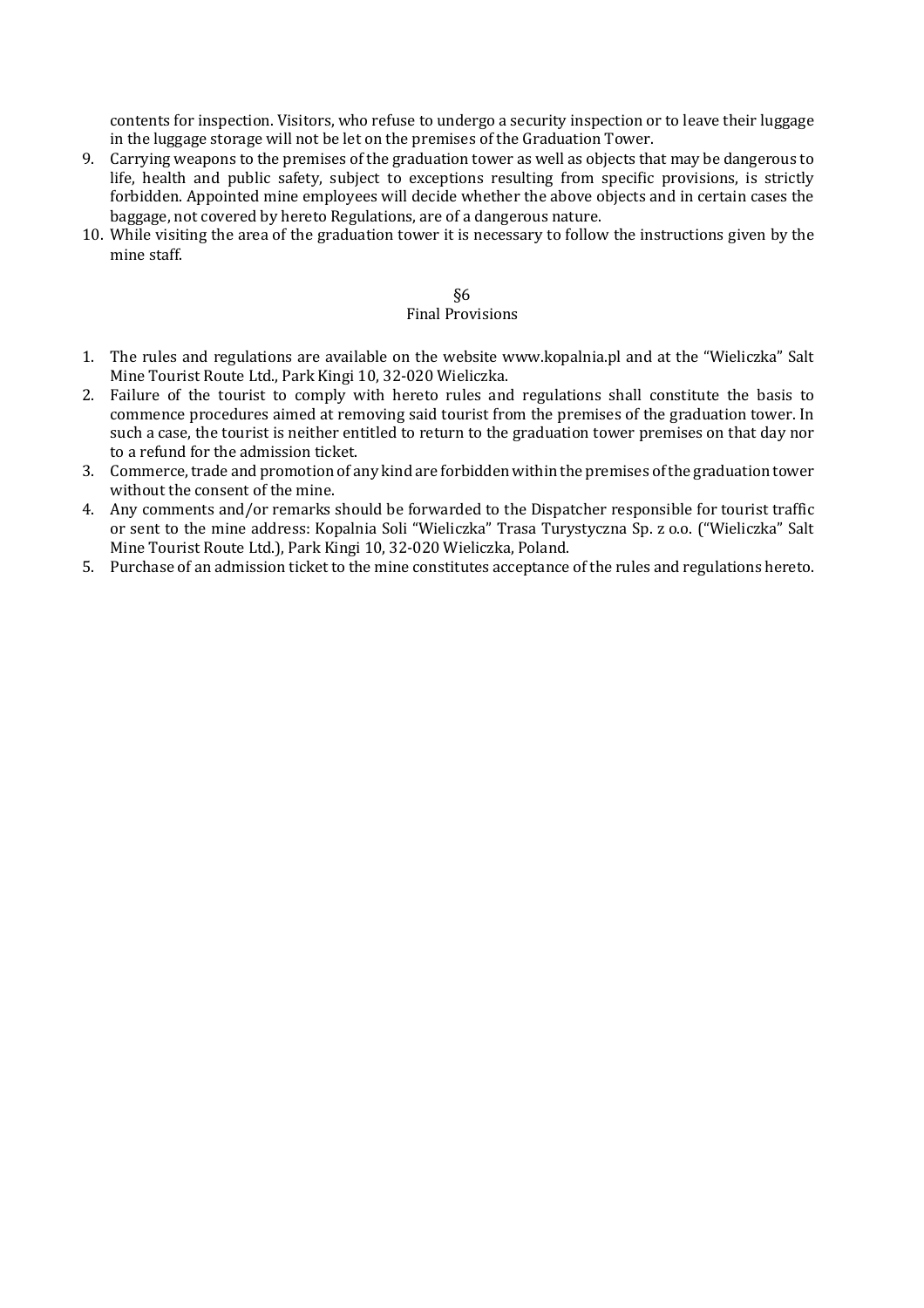contents for inspection. Visitors, who refuse to undergo a security inspection or to leave their luggage in the luggage storage will not be let on the premises of the Graduation Tower.

9. Carrying weapons to the premises of the graduation tower as well as objects that may be dangerous to life, health and public safety, subject to exceptions resulting from specific provisions, is strictly forbidden. Appointed mine employees will decide whether the above objects and in certain cases the baggage, not covered by hereto Regulations, are of a dangerous nature.
10. While visiting the area of the graduation tower it is necessary to follow the instructions given by the mine staff.

## §6
## Final Provisions

1. The rules and regulations are available on the website www.kopalnia.pl and at the "Wieliczka" Salt Mine Tourist Route Ltd., Park Kingi 10, 32-020 Wieliczka.
2. Failure of the tourist to comply with hereto rules and regulations shall constitute the basis to commence procedures aimed at removing said tourist from the premises of the graduation tower. In such a case, the tourist is neither entitled to return to the graduation tower premises on that day nor to a refund for the admission ticket.
3. Commerce, trade and promotion of any kind are forbidden within the premises of the graduation tower without the consent of the mine.
4. Any comments and/or remarks should be forwarded to the Dispatcher responsible for tourist traffic or sent to the mine address: Kopalnia Soli "Wieliczka" Trasa Turystyczna Sp. z o.o. ("Wieliczka" Salt Mine Tourist Route Ltd.), Park Kingi 10, 32-020 Wieliczka, Poland.
5. Purchase of an admission ticket to the mine constitutes acceptance of the rules and regulations hereto.